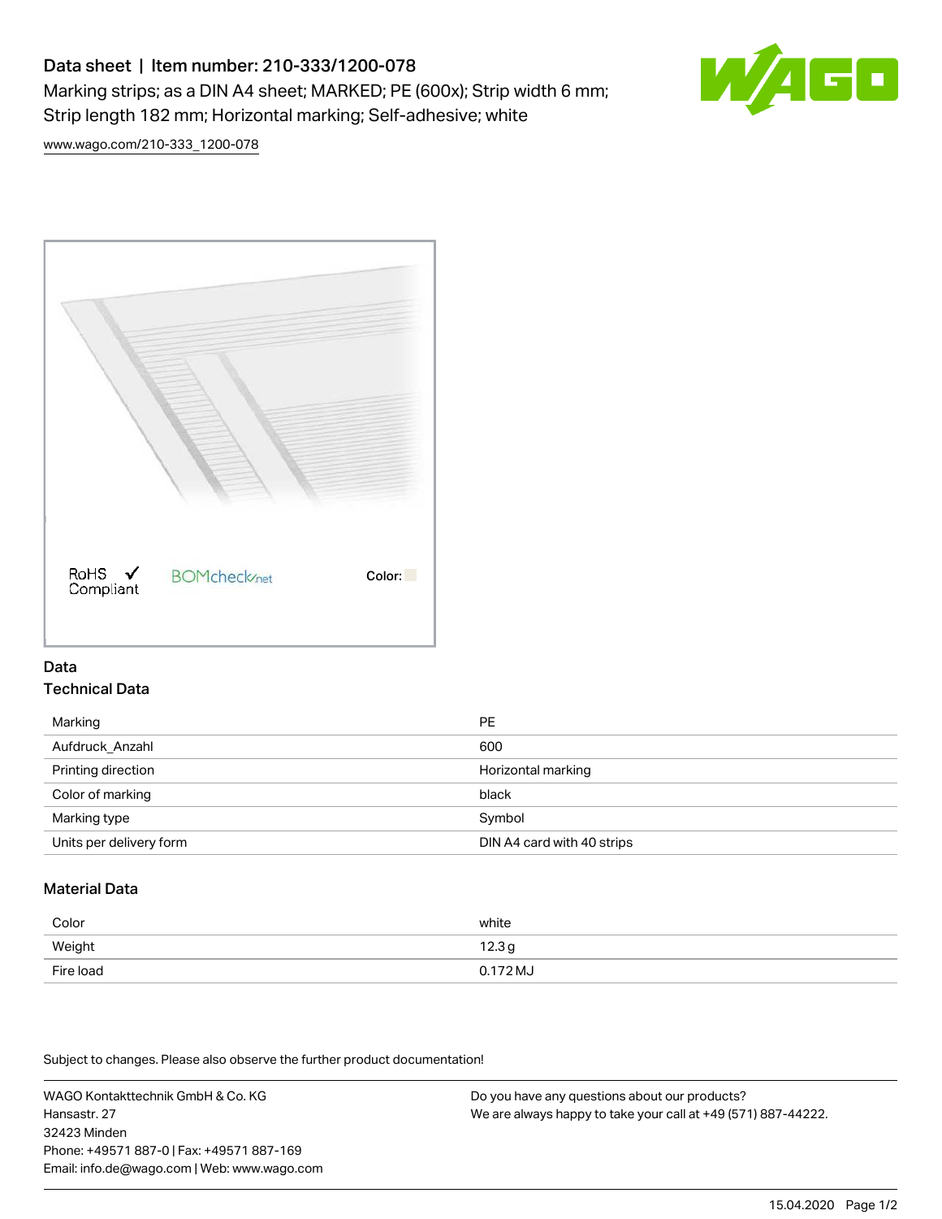# Data sheet | Item number: 210-333/1200-078

Marking strips; as a DIN A4 sheet; MARKED; PE (600x); Strip width 6 mm; Strip length 182 mm; Horizontal marking; Self-adhesive; white

www.wago.com/210-333_1200-078

RoHS Compliant ✓ BOMcheck.net Color:

## Data

### Technical Data

| | |
|---|---|
| Marking | PE |
| Aufdruck_Anzahl | 600 |
| Printing direction | Horizontal marking |
| Color of marking | black |
| Marking type | Symbol |
| Units per delivery form | DIN A4 card with 40 strips |

### Material Data

| | |
|---|---|
| Color | white |
| Weight | 12.3 g |
| Fire load | 0.172 MJ |

Subject to changes. Please also observe the further product documentation!

WAGO Kontakttechnik GmbH & Co. KG
Hansastr. 27
32423 Minden
Phone: +49571 887-0 | Fax: +49571 887-169
Email: info.de@wago.com | Web: www.wago.com

Do you have any questions about our products?
We are always happy to take your call at +49 (571) 887-44222.

15.04.2020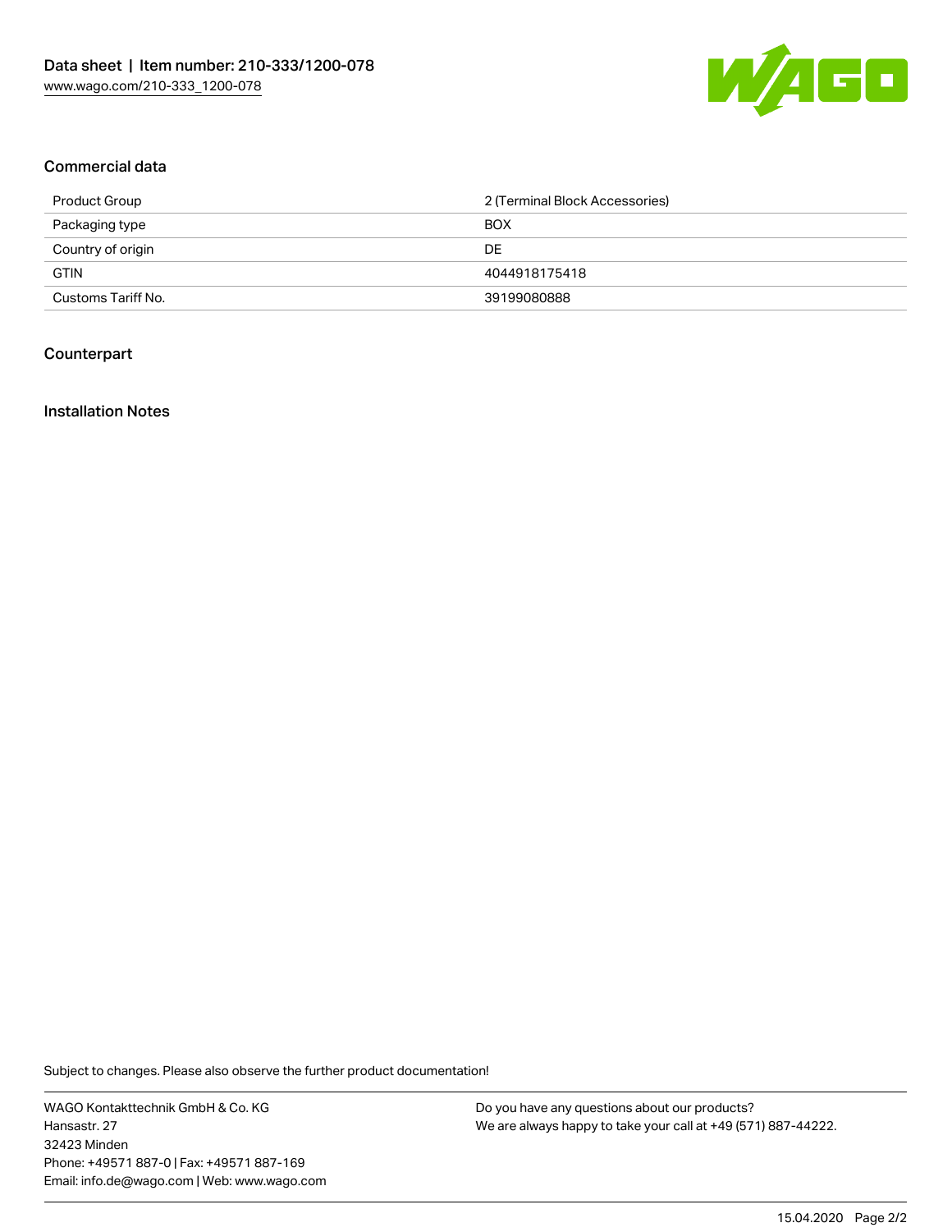## Commercial data

| | |
|---|---|
| Product Group | 2 (Terminal Block Accessories) |
| Packaging type | BOX |
| Country of origin | DE |
| GTIN | 4044918175418 |
| Customs Tariff No. | 39199080888 |

## Counterpart

## Installation Notes

Subject to changes. Please also observe the further product documentation!

WAGO Kontakttechnik GmbH & Co. KG
Hansastr. 27
32423 Minden
Phone: +49571 887-0 | Fax: +49571 887-169
Email: info.de@wago.com | Web: www.wago.com

Do you have any questions about our products?
We are always happy to take your call at +49 (571) 887-44222.